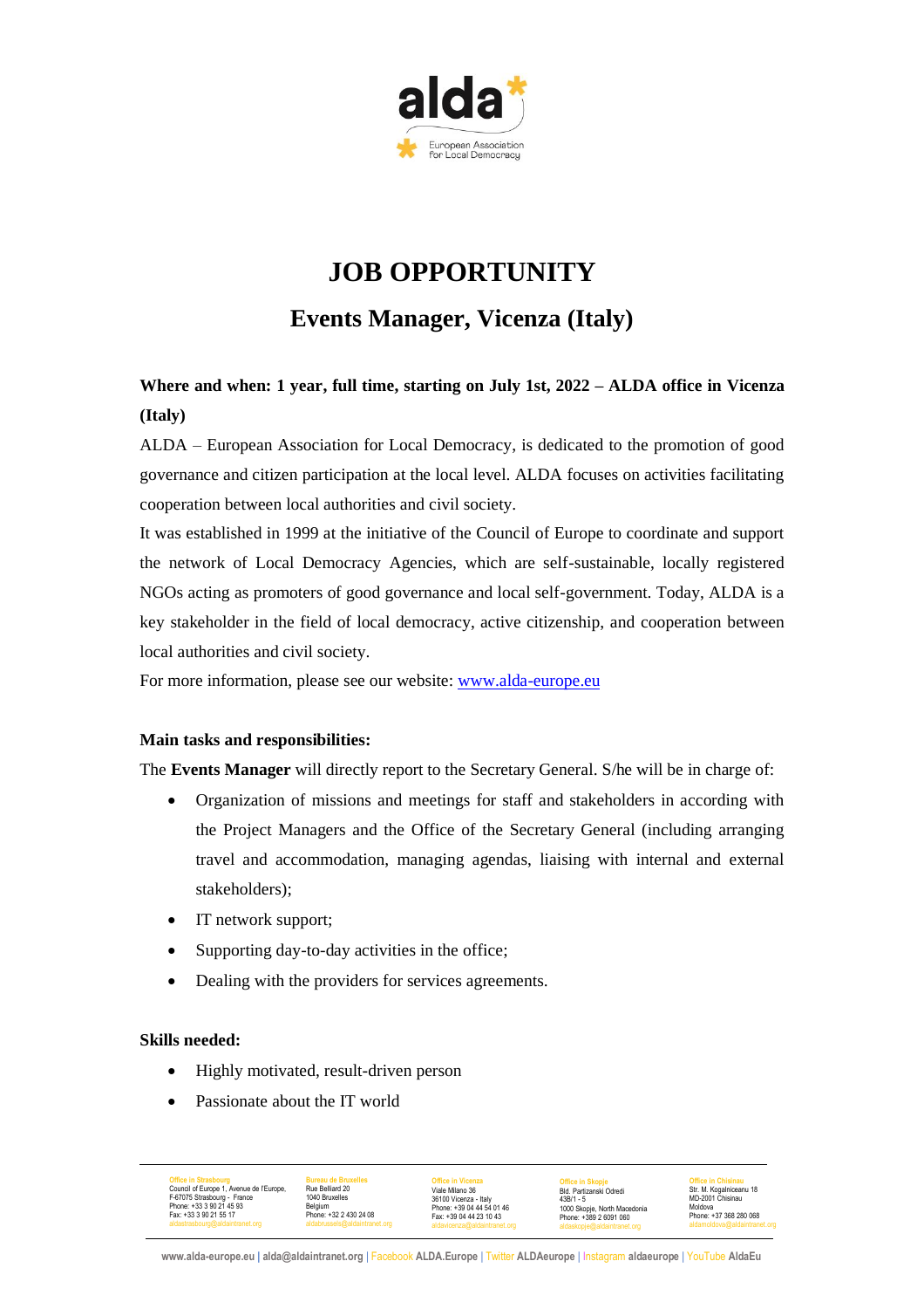# JOB OPPORTUNITY

## Events Manager, Vicenza (Italy)

**Where and when: 1 year, full time, starting on July 1st, 2022 – ALDA office in Vicenza (Italy)**

ALDA – European Association for Local Democracy, is dedicated to the promotion of good governance and citizen participation at the local level. ALDA focuses on activities facilitating cooperation between local authorities and civil society.

It was established in 1999 at the initiative of the Council of Europe to coordinate and support the network of Local Democracy Agencies, which are self-sustainable, locally registered NGOs acting as promoters of good governance and local self-government. Today, ALDA is a key stakeholder in the field of local democracy, active citizenship, and cooperation between local authorities and civil society.

For more information, please see our website: [www.alda-europe.eu](www.alda-europe.eu)

**Main tasks and responsibilities:**

The **Events Manager** will directly report to the Secretary General. S/he will be in charge of:

- Organization of missions and meetings for staff and stakeholders in according with the Project Managers and the Office of the Secretary General (including arranging travel and accommodation, managing agendas, liaising with internal and external stakeholders);
- IT network support;
- Supporting day-to-day activities in the office;
- Dealing with the providers for services agreements.

**Skills needed:**

- Highly motivated, result-driven person
- Passionate about the IT world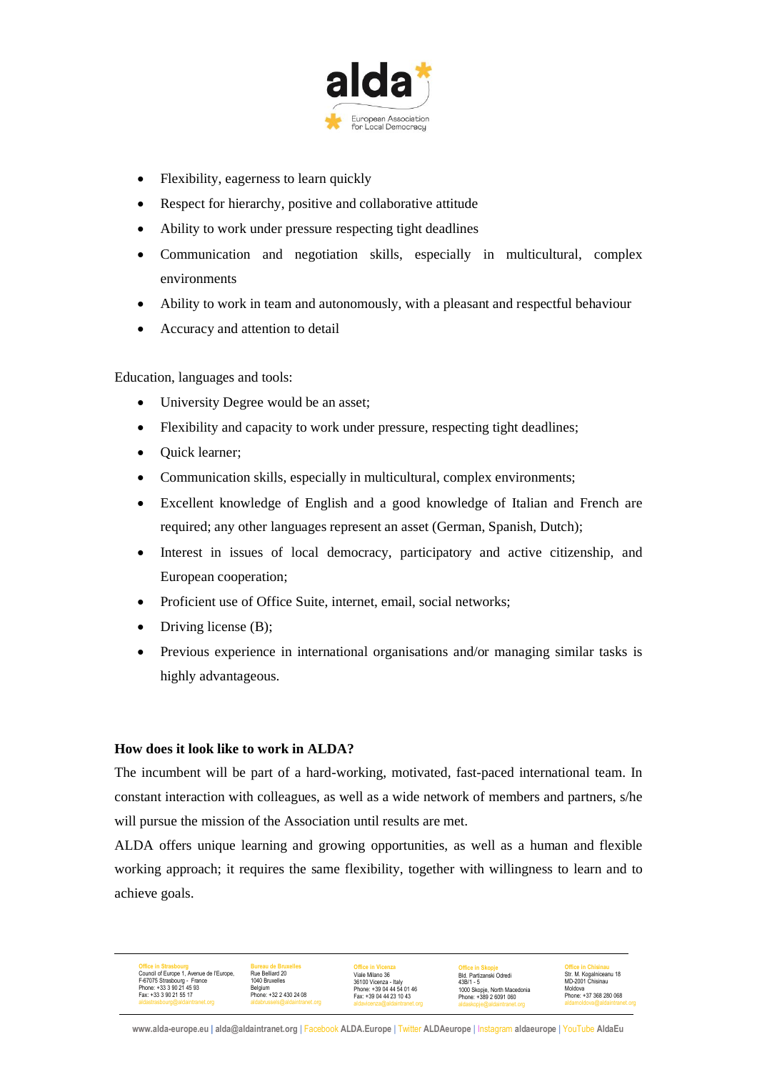- Flexibility, eagerness to learn quickly
- Respect for hierarchy, positive and collaborative attitude
- Ability to work under pressure respecting tight deadlines
- Communication and negotiation skills, especially in multicultural, complex environments
- Ability to work in team and autonomously, with a pleasant and respectful behaviour
- Accuracy and attention to detail

Education, languages and tools:

- University Degree would be an asset;
- Flexibility and capacity to work under pressure, respecting tight deadlines;
- Quick learner;
- Communication skills, especially in multicultural, complex environments;
- Excellent knowledge of English and a good knowledge of Italian and French are required; any other languages represent an asset (German, Spanish, Dutch);
- Interest in issues of local democracy, participatory and active citizenship, and European cooperation;
- Proficient use of Office Suite, internet, email, social networks;
- Driving license (B);
- Previous experience in international organisations and/or managing similar tasks is highly advantageous.

**How does it look like to work in ALDA?**

The incumbent will be part of a hard-working, motivated, fast-paced international team. In constant interaction with colleagues, as well as a wide network of members and partners, s/he will pursue the mission of the Association until results are met.

ALDA offers unique learning and growing opportunities, as well as a human and flexible working approach; it requires the same flexibility, together with willingness to learn and to achieve goals.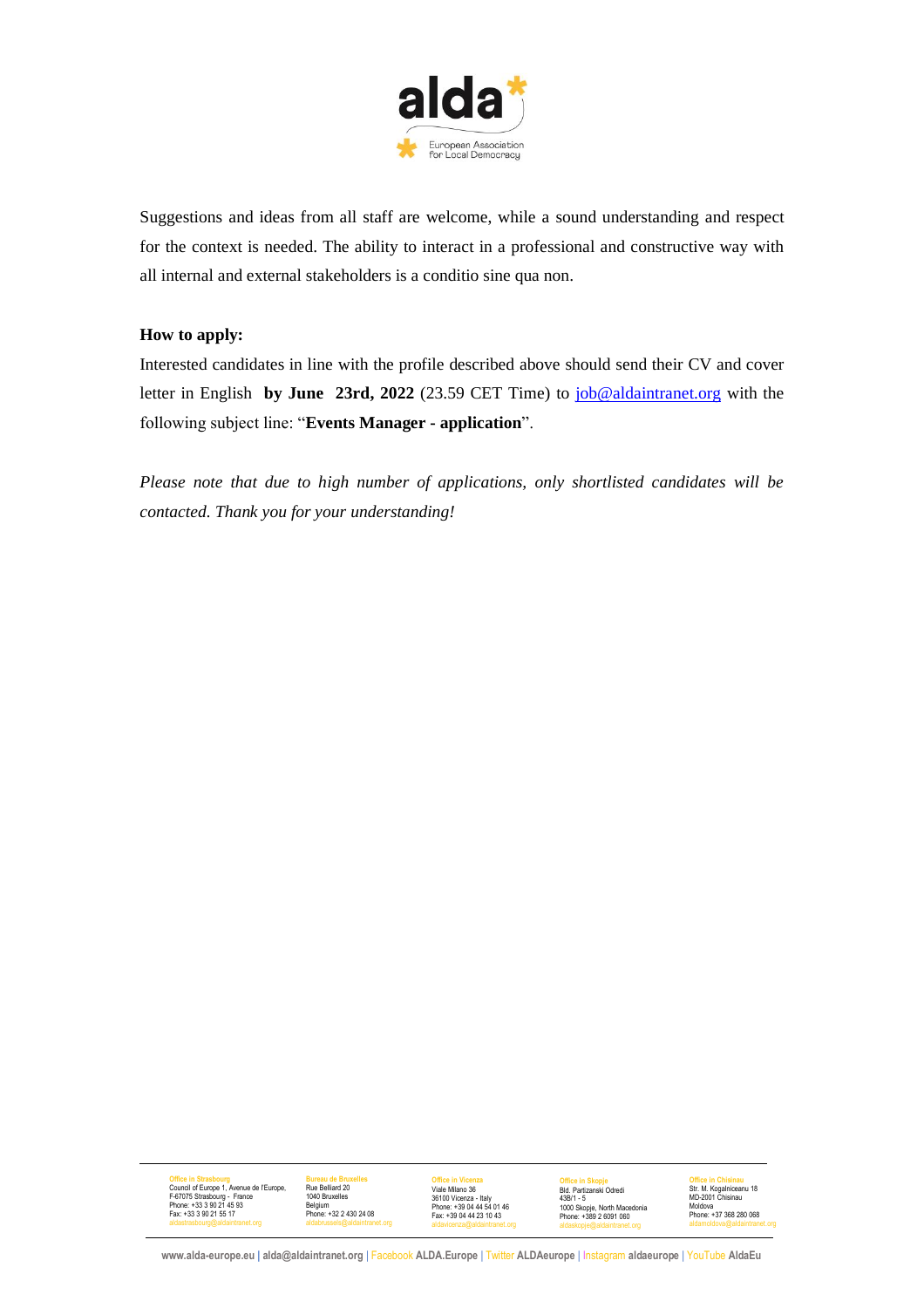Suggestions and ideas from all staff are welcome, while a sound understanding and respect for the context is needed. The ability to interact in a professional and constructive way with all internal and external stakeholders is a conditio sine qua non.

**How to apply:**

Interested candidates in line with the profile described above should send their CV and cover letter in English **by June 23rd, 2022** (23.59 CET Time) to job@aldaintranet.org with the following subject line: "**Events Manager - application**".

*Please note that due to high number of applications, only shortlisted candidates will be contacted. Thank you for your understanding!*